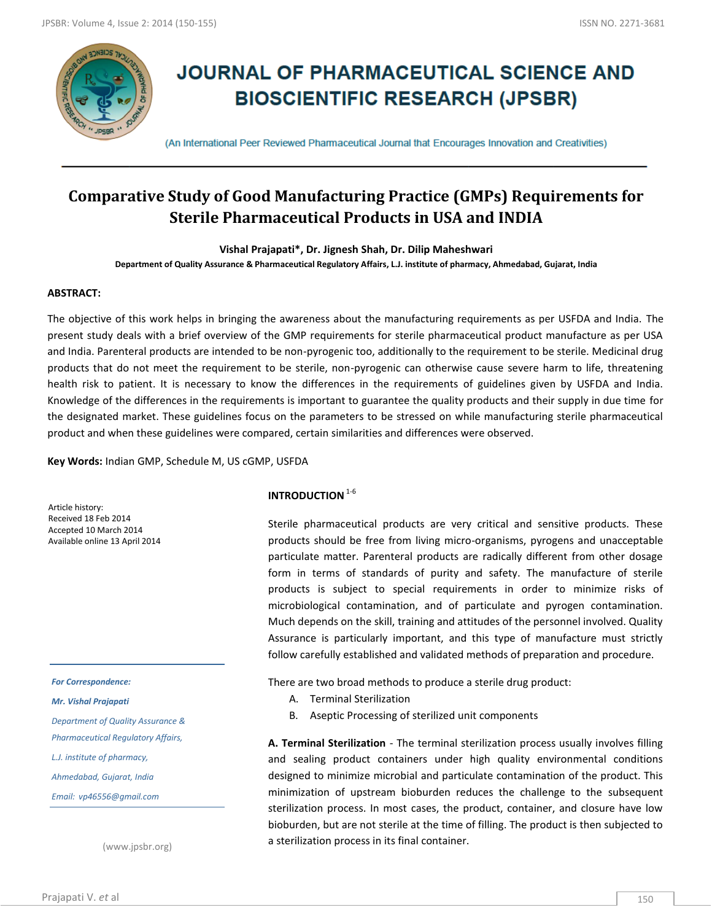# JOURNAL OF PHARMACEUTICAL SCIENCE AND BIOSCIENTIFIC RESEARCH (JPSBR)

(An International Peer Reviewed Pharmaceutical Journal that Encourages Innovation and Creativities)

## Comparative Study of Good Manufacturing Practice (GMPs) Requirements for Sterile Pharmaceutical Products in USA and INDIA

**Vishal Prajapati\*, Dr. Jignesh Shah, Dr. Dilip Maheshwari**

**Department of Quality Assurance & Pharmaceutical Regulatory Affairs, L.J. institute of pharmacy, Ahmedabad, Gujarat, India**

**ABSTRACT:**

The objective of this work helps in bringing the awareness about the manufacturing requirements as per USFDA and India. The present study deals with a brief overview of the GMP requirements for sterile pharmaceutical product manufacture as per USA and India. Parenteral products are intended to be non-pyrogenic too, additionally to the requirement to be sterile. Medicinal drug products that do not meet the requirement to be sterile, non-pyrogenic can otherwise cause severe harm to life, threatening health risk to patient. It is necessary to know the differences in the requirements of guidelines given by USFDA and India. Knowledge of the differences in the requirements is important to guarantee the quality products and their supply in due time for the designated market. These guidelines focus on the parameters to be stressed on while manufacturing sterile pharmaceutical product and when these guidelines were compared, certain similarities and differences were observed.

**Key Words:** Indian GMP, Schedule M, US cGMP, USFDA

Article history:
Received 18 Feb 2014
Accepted 10 March 2014
Available online 13 April 2014

*For Correspondence:*

*Mr. Vishal Prajapati*

*Department of Quality Assurance & Pharmaceutical Regulatory Affairs,*

*L.J. institute of pharmacy,*

*Ahmedabad, Gujarat, India*

*Email: vp46556@gmail.com*

(www.jpsbr.org)

### INTRODUCTION [1-6]

Sterile pharmaceutical products are very critical and sensitive products. These products should be free from living micro-organisms, pyrogens and unacceptable particulate matter. Parenteral products are radically different from other dosage form in terms of standards of purity and safety. The manufacture of sterile products is subject to special requirements in order to minimize risks of microbiological contamination, and of particulate and pyrogen contamination. Much depends on the skill, training and attitudes of the personnel involved. Quality Assurance is particularly important, and this type of manufacture must strictly follow carefully established and validated methods of preparation and procedure.

There are two broad methods to produce a sterile drug product:

A. Terminal Sterilization
B. Aseptic Processing of sterilized unit components

**A. Terminal Sterilization** - The terminal sterilization process usually involves filling and sealing product containers under high quality environmental conditions designed to minimize microbial and particulate contamination of the product. This minimization of upstream bioburden reduces the challenge to the subsequent sterilization process. In most cases, the product, container, and closure have low bioburden, but are not sterile at the time of filling. The product is then subjected to a sterilization process in its final container.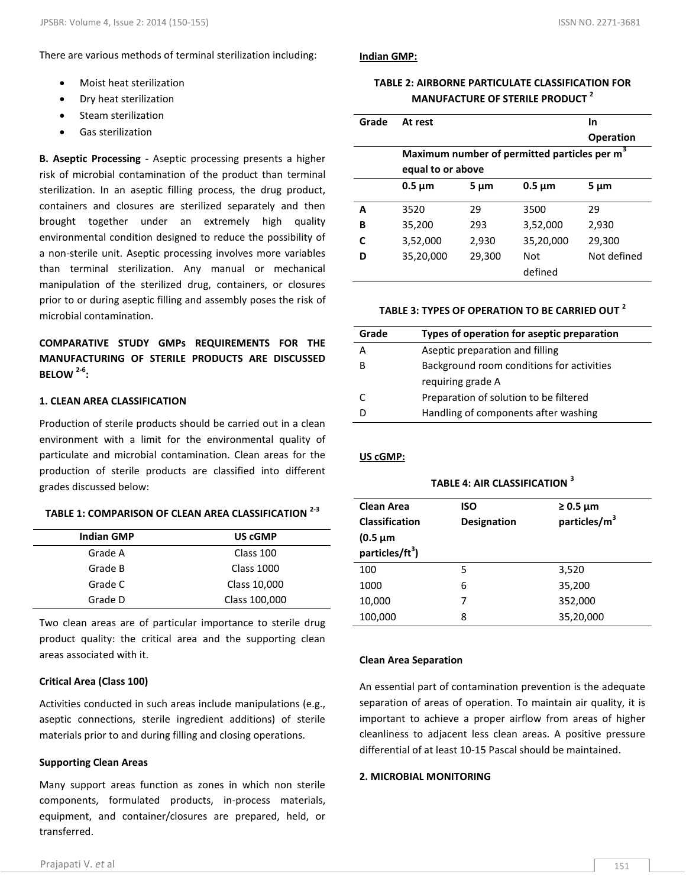There are various methods of terminal sterilization including:

- Moist heat sterilization
- Dry heat sterilization
- Steam sterilization
- Gas sterilization

**B. Aseptic Processing** - Aseptic processing presents a higher risk of microbial contamination of the product than terminal sterilization. In an aseptic filling process, the drug product, containers and closures are sterilized separately and then brought together under an extremely high quality environmental condition designed to reduce the possibility of a non-sterile unit. Aseptic processing involves more variables than terminal sterilization. Any manual or mechanical manipulation of the sterilized drug, containers, or closures prior to or during aseptic filling and assembly poses the risk of microbial contamination.

## COMPARATIVE STUDY GMPs REQUIREMENTS FOR THE MANUFACTURING OF STERILE PRODUCTS ARE DISCUSSED BELOW [2-6]:

### 1. CLEAN AREA CLASSIFICATION

Production of sterile products should be carried out in a clean environment with a limit for the environmental quality of particulate and microbial contamination. Clean areas for the production of sterile products are classified into different grades discussed below:

**TABLE 1: COMPARISON OF CLEAN AREA CLASSIFICATION [2-3]**

| Indian GMP | US cGMP |
|---|---|
| Grade A | Class 100 |
| Grade B | Class 1000 |
| Grade C | Class 10,000 |
| Grade D | Class 100,000 |

Two clean areas are of particular importance to sterile drug product quality: the critical area and the supporting clean areas associated with it.

#### Critical Area (Class 100)

Activities conducted in such areas include manipulations (e.g., aseptic connections, sterile ingredient additions) of sterile materials prior to and during filling and closing operations.

#### Supporting Clean Areas

Many support areas function as zones in which non sterile components, formulated products, in-process materials, equipment, and container/closures are prepared, held, or transferred.

#### Indian GMP:

**TABLE 2: AIRBORNE PARTICULATE CLASSIFICATION FOR MANUFACTURE OF STERILE PRODUCT [2]**

| Grade | At rest | | In Operation | |
|---|---|---|---|---|
| | Maximum number of permitted particles per $m^3$ equal to or above | | | |
| | 0.5 µm | 5 µm | 0.5 µm | 5 µm |
| **A** | 3520 | 29 | 3500 | 29 |
| **B** | 35,200 | 293 | 3,52,000 | 2,930 |
| **C** | 3,52,000 | 2,930 | 35,20,000 | 29,300 |
| **D** | 35,20,000 | 29,300 | Not defined | Not defined |

**TABLE 3: TYPES OF OPERATION TO BE CARRIED OUT [2]**

| Grade | Types of operation for aseptic preparation |
|---|---|
| A | Aseptic preparation and filling |
| B | Background room conditions for activities requiring grade A |
| C | Preparation of solution to be filtered |
| D | Handling of components after washing |

#### US cGMP:

**TABLE 4: AIR CLASSIFICATION [3]**

| Clean Area Classification (0.5 µm particles/$ft^3$) | ISO Designation | ≥ 0.5 µm particles/$m^3$ |
|---|---|---|
| 100 | 5 | 3,520 |
| 1000 | 6 | 35,200 |
| 10,000 | 7 | 352,000 |
| 100,000 | 8 | 35,20,000 |

#### Clean Area Separation

An essential part of contamination prevention is the adequate separation of areas of operation. To maintain air quality, it is important to achieve a proper airflow from areas of higher cleanliness to adjacent less clean areas. A positive pressure differential of at least 10-15 Pascal should be maintained.

### 2. MICROBIAL MONITORING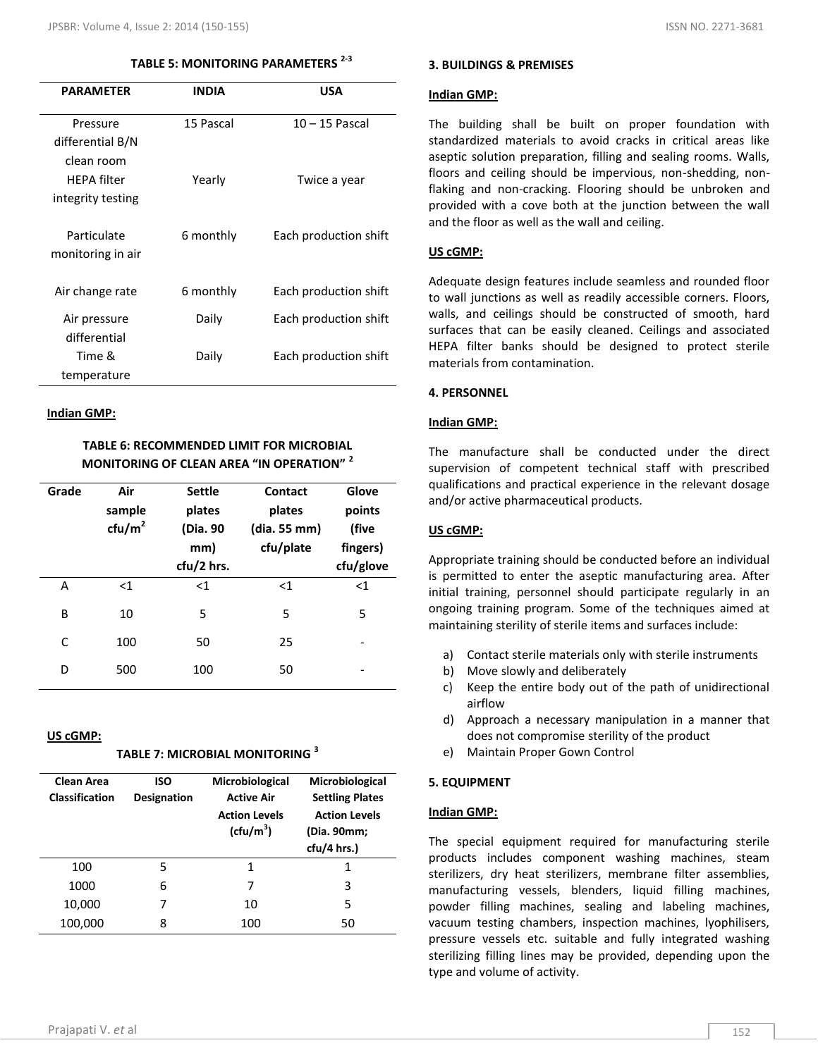**TABLE 5: MONITORING PARAMETERS [2-3]**

| PARAMETER | INDIA | USA |
|---|---|---|
| Pressure differential B/N clean room | 15 Pascal | 10 – 15 Pascal |
| HEPA filter integrity testing | Yearly | Twice a year |
| Particulate monitoring in air | 6 monthly | Each production shift |
| Air change rate | 6 monthly | Each production shift |
| Air pressure differential | Daily | Each production shift |
| Time & temperature | Daily | Each production shift |

**Indian GMP:**

**TABLE 6: RECOMMENDED LIMIT FOR MICROBIAL MONITORING OF CLEAN AREA "IN OPERATION" [2]**

| Grade | Air sample cfu/m$^2$ | Settle plates (Dia. 90 mm) cfu/2 hrs. | Contact plates (dia. 55 mm) cfu/plate | Glove points (five fingers) cfu/glove |
|---|---|---|---|---|
| A | <1 | <1 | <1 | <1 |
| B | 10 | 5 | 5 | 5 |
| C | 100 | 50 | 25 | - |
| D | 500 | 100 | 50 | - |

**US cGMP:**

**TABLE 7: MICROBIAL MONITORING [3]**

| Clean Area Classification | ISO Designation | Microbiological Active Air Action Levels (cfu/m$^3$) | Microbiological Settling Plates Action Levels (Dia. 90mm; cfu/4 hrs.) |
|---|---|---|---|
| 100 | 5 | 1 | 1 |
| 1000 | 6 | 7 | 3 |
| 10,000 | 7 | 10 | 5 |
| 100,000 | 8 | 100 | 50 |

## 3. BUILDINGS & PREMISES

**Indian GMP:**

The building shall be built on proper foundation with standardized materials to avoid cracks in critical areas like aseptic solution preparation, filling and sealing rooms. Walls, floors and ceiling should be impervious, non-shedding, non-flaking and non-cracking. Flooring should be unbroken and provided with a cove both at the junction between the wall and the floor as well as the wall and ceiling.

**US cGMP:**

Adequate design features include seamless and rounded floor to wall junctions as well as readily accessible corners. Floors, walls, and ceilings should be constructed of smooth, hard surfaces that can be easily cleaned. Ceilings and associated HEPA filter banks should be designed to protect sterile materials from contamination.

## 4. PERSONNEL

**Indian GMP:**

The manufacture shall be conducted under the direct supervision of competent technical staff with prescribed qualifications and practical experience in the relevant dosage and/or active pharmaceutical products.

**US cGMP:**

Appropriate training should be conducted before an individual is permitted to enter the aseptic manufacturing area. After initial training, personnel should participate regularly in an ongoing training program. Some of the techniques aimed at maintaining sterility of sterile items and surfaces include:

a) Contact sterile materials only with sterile instruments
b) Move slowly and deliberately
c) Keep the entire body out of the path of unidirectional airflow
d) Approach a necessary manipulation in a manner that does not compromise sterility of the product
e) Maintain Proper Gown Control

## 5. EQUIPMENT

**Indian GMP:**

The special equipment required for manufacturing sterile products includes component washing machines, steam sterilizers, dry heat sterilizers, membrane filter assemblies, manufacturing vessels, blenders, liquid filling machines, powder filling machines, sealing and labeling machines, vacuum testing chambers, inspection machines, lyophilisers, pressure vessels etc. suitable and fully integrated washing sterilizing filling lines may be provided, depending upon the type and volume of activity.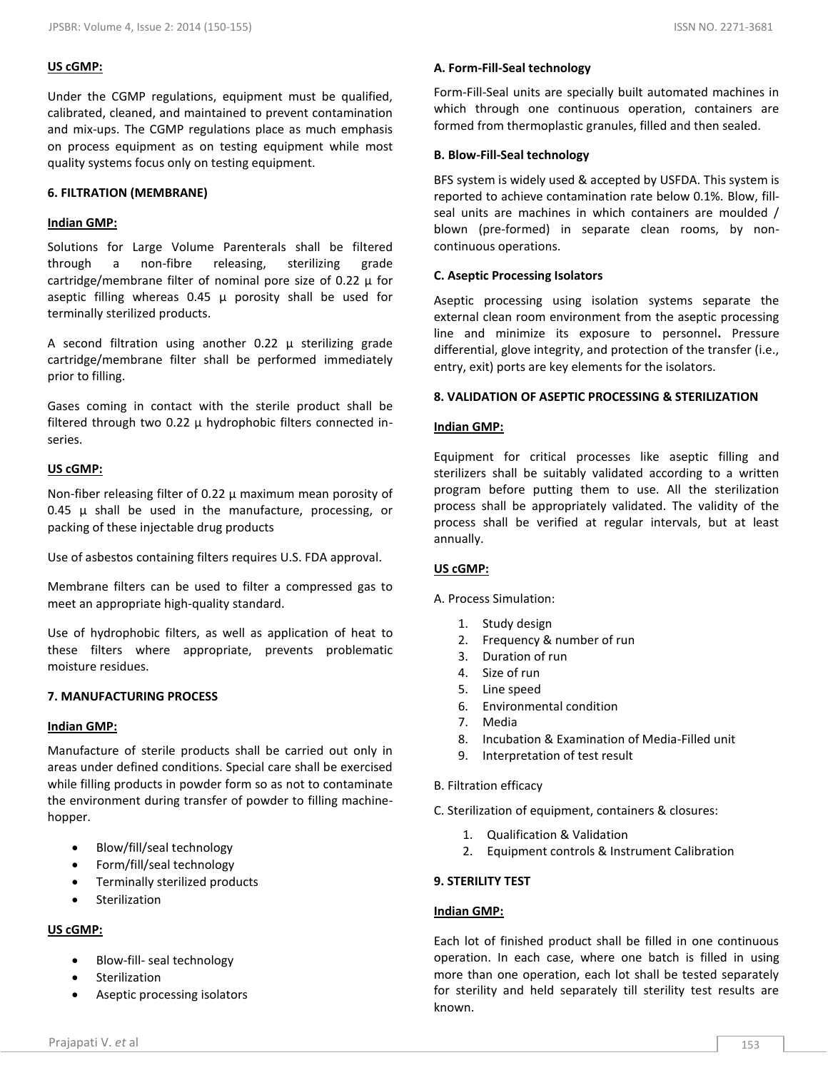**US cGMP:**

Under the CGMP regulations, equipment must be qualified, calibrated, cleaned, and maintained to prevent contamination and mix-ups. The CGMP regulations place as much emphasis on process equipment as on testing equipment while most quality systems focus only on testing equipment.

### 6. FILTRATION (MEMBRANE)

**Indian GMP:**

Solutions for Large Volume Parenterals shall be filtered through a non-fibre releasing, sterilizing grade cartridge/membrane filter of nominal pore size of 0.22 μ for aseptic filling whereas 0.45 μ porosity shall be used for terminally sterilized products.

A second filtration using another 0.22 μ sterilizing grade cartridge/membrane filter shall be performed immediately prior to filling.

Gases coming in contact with the sterile product shall be filtered through two 0.22 μ hydrophobic filters connected in-series.

**US cGMP:**

Non-fiber releasing filter of 0.22 μ maximum mean porosity of 0.45 μ shall be used in the manufacture, processing, or packing of these injectable drug products

Use of asbestos containing filters requires U.S. FDA approval.

Membrane filters can be used to filter a compressed gas to meet an appropriate high-quality standard.

Use of hydrophobic filters, as well as application of heat to these filters where appropriate, prevents problematic moisture residues.

### 7. MANUFACTURING PROCESS

**Indian GMP:**

Manufacture of sterile products shall be carried out only in areas under defined conditions. Special care shall be exercised while filling products in powder form so as not to contaminate the environment during transfer of powder to filling machine-hopper.

- Blow/fill/seal technology
- Form/fill/seal technology
- Terminally sterilized products
- Sterilization

**US cGMP:**

- Blow-fill- seal technology
- Sterilization
- Aseptic processing isolators

**A. Form-Fill-Seal technology**

Form-Fill-Seal units are specially built automated machines in which through one continuous operation, containers are formed from thermoplastic granules, filled and then sealed.

**B. Blow-Fill-Seal technology**

BFS system is widely used & accepted by USFDA. This system is reported to achieve contamination rate below 0.1%. Blow, fill-seal units are machines in which containers are moulded / blown (pre-formed) in separate clean rooms, by non-continuous operations.

**C. Aseptic Processing Isolators**

Aseptic processing using isolation systems separate the external clean room environment from the aseptic processing line and minimize its exposure to personnel**.** Pressure differential, glove integrity, and protection of the transfer (i.e., entry, exit) ports are key elements for the isolators.

### 8. VALIDATION OF ASEPTIC PROCESSING & STERILIZATION

**Indian GMP:**

Equipment for critical processes like aseptic filling and sterilizers shall be suitably validated according to a written program before putting them to use. All the sterilization process shall be appropriately validated. The validity of the process shall be verified at regular intervals, but at least annually.

**US cGMP:**

A. Process Simulation:

1. Study design
2. Frequency & number of run
3. Duration of run
4. Size of run
5. Line speed
6. Environmental condition
7. Media
8. Incubation & Examination of Media-Filled unit
9. Interpretation of test result

B. Filtration efficacy

C. Sterilization of equipment, containers & closures:

1. Qualification & Validation
2. Equipment controls & Instrument Calibration

### 9. STERILITY TEST

**Indian GMP:**

Each lot of finished product shall be filled in one continuous operation. In each case, where one batch is filled in using more than one operation, each lot shall be tested separately for sterility and held separately till sterility test results are known.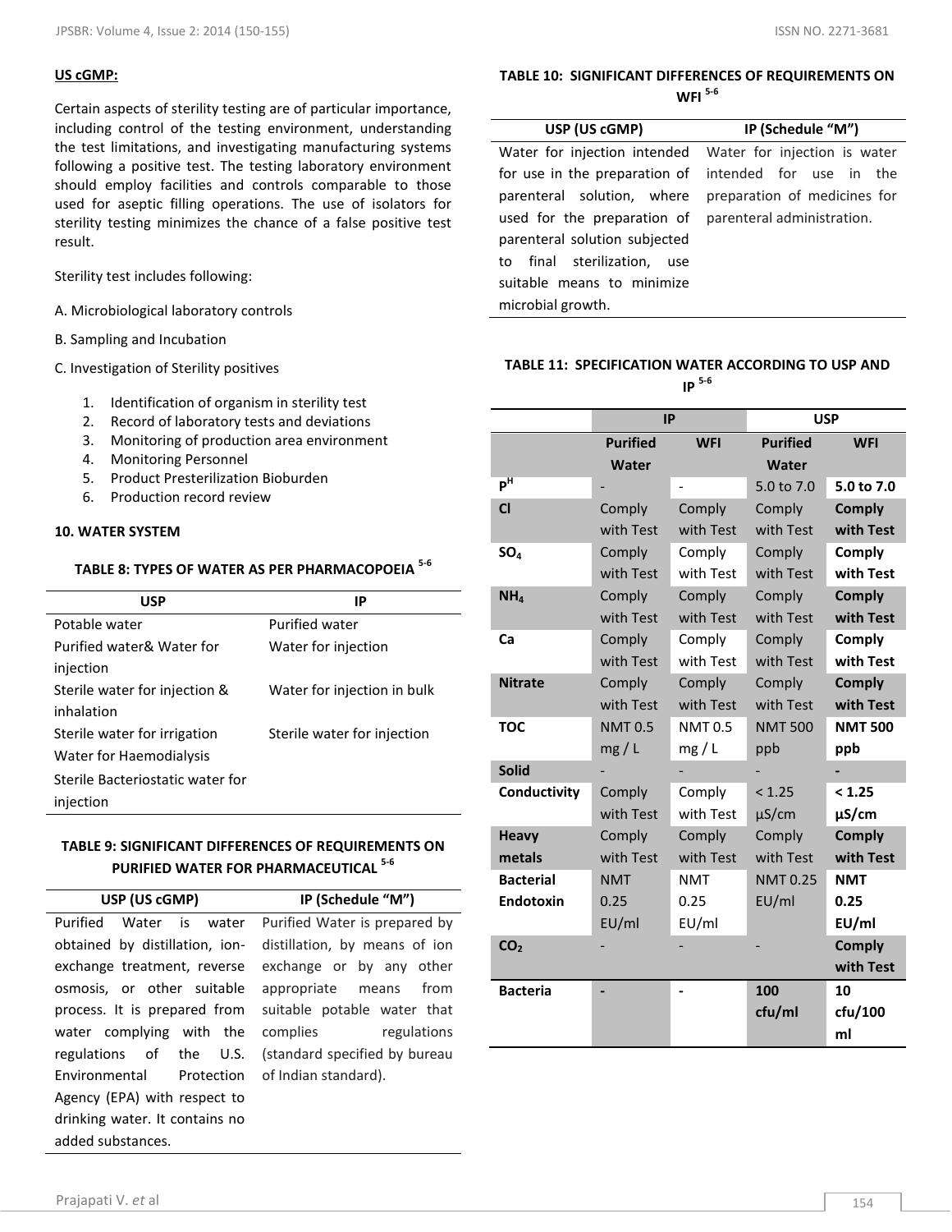**US cGMP:**

Certain aspects of sterility testing are of particular importance, including control of the testing environment, understanding the test limitations, and investigating manufacturing systems following a positive test. The testing laboratory environment should employ facilities and controls comparable to those used for aseptic filling operations. The use of isolators for sterility testing minimizes the chance of a false positive test result.

Sterility test includes following:

A. Microbiological laboratory controls

B. Sampling and Incubation

C. Investigation of Sterility positives

1. Identification of organism in sterility test
2. Record of laboratory tests and deviations
3. Monitoring of production area environment
4. Monitoring Personnel
5. Product Presterilization Bioburden
6. Production record review

**10. WATER SYSTEM**

**TABLE 8: TYPES OF WATER AS PER PHARMACOPOEIA [5-6]**

| USP | IP |
|---|---|
| Potable water | Purified water |
| Purified water& Water for injection | Water for injection |
| Sterile water for injection & inhalation | Water for injection in bulk |
| Sterile water for irrigation | Sterile water for injection |
| Water for Haemodialysis | |
| Sterile Bacteriostatic water for injection | |

**TABLE 9: SIGNIFICANT DIFFERENCES OF REQUIREMENTS ON PURIFIED WATER FOR PHARMACEUTICAL [5-6]**

| USP (US cGMP) | IP (Schedule "M") |
|---|---|
| Purified Water is water obtained by distillation, ion-exchange treatment, reverse osmosis, or other suitable process. It is prepared from water complying with the regulations of the U.S. Environmental Protection Agency (EPA) with respect to drinking water. It contains no added substances. | Purified Water is prepared by distillation, by means of ion exchange or by any other appropriate means from suitable potable water that complies regulations (standard specified by bureau of Indian standard). |

**TABLE 10: SIGNIFICANT DIFFERENCES OF REQUIREMENTS ON WFI [5-6]**

| USP (US cGMP) | IP (Schedule "M") |
|---|---|
| Water for injection intended for use in the preparation of parenteral solution, where used for the preparation of parenteral solution subjected to final sterilization, use suitable means to minimize microbial growth. | Water for injection is water intended for use in the preparation of medicines for parenteral administration. |

**TABLE 11: SPECIFICATION WATER ACCORDING TO USP AND IP [5-6]**

| | IP | | USP | |
|---|---|---|---|---|
| | **Purified Water** | **WFI** | **Purified Water** | **WFI** |
| **$P^H$** | - | - | 5.0 to 7.0 | **5.0 to 7.0** |
| **Cl** | Comply with Test | Comply with Test | Comply with Test | **Comply with Test** |
| **$SO_4$** | Comply with Test | Comply with Test | Comply with Test | **Comply with Test** |
| **$NH_4$** | Comply with Test | Comply with Test | Comply with Test | **Comply with Test** |
| **Ca** | Comply with Test | Comply with Test | Comply with Test | **Comply with Test** |
| **Nitrate** | Comply with Test | Comply with Test | Comply with Test | **Comply with Test** |
| **TOC** | NMT 0.5 mg / L | NMT 0.5 mg / L | NMT 500 ppb | **NMT 500 ppb** |
| **Solid** | - | - | - | **-** |
| **Conductivity** | Comply with Test | Comply with Test | < 1.25 µS/cm | **< 1.25 µS/cm** |
| **Heavy metals** | Comply with Test | Comply with Test | Comply with Test | **Comply with Test** |
| **Bacterial Endotoxin** | NMT 0.25 EU/ml | NMT 0.25 EU/ml | NMT 0.25 EU/ml | **NMT 0.25 EU/ml** |
| **$CO_2$** | - | - | - | **Comply with Test** |
| **Bacteria** | **-** | **-** | **100 cfu/ml** | **10 cfu/100 ml** |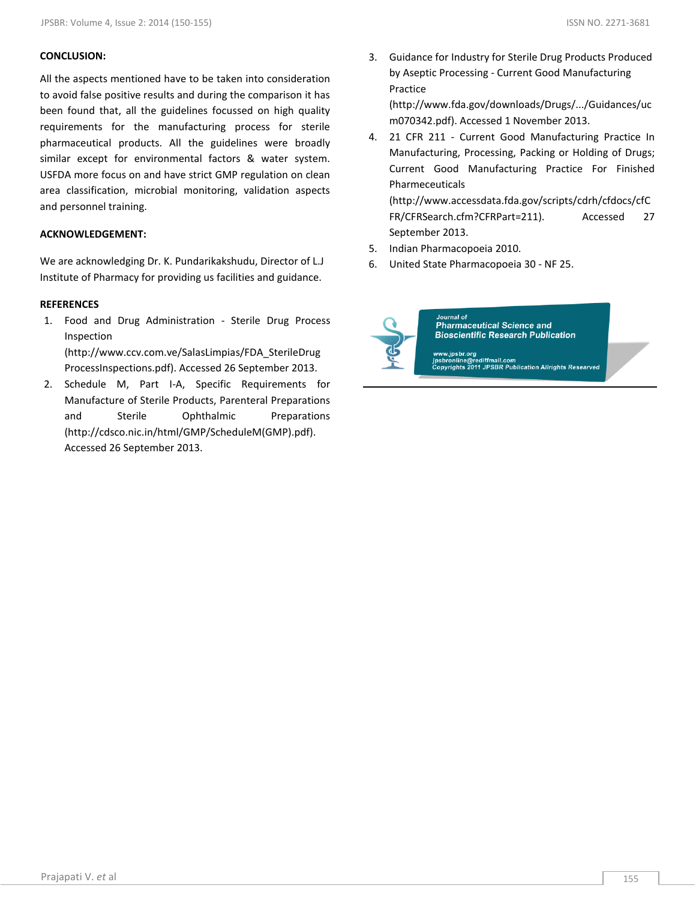**CONCLUSION:**

All the aspects mentioned have to be taken into consideration to avoid false positive results and during the comparison it has been found that, all the guidelines focussed on high quality requirements for the manufacturing process for sterile pharmaceutical products. All the guidelines were broadly similar except for environmental factors & water system. USFDA more focus on and have strict GMP regulation on clean area classification, microbial monitoring, validation aspects and personnel training.

**ACKNOWLEDGEMENT:**

We are acknowledging Dr. K. Pundarikakshudu, Director of L.J Institute of Pharmacy for providing us facilities and guidance.

**REFERENCES**

1. Food and Drug Administration - Sterile Drug Process Inspection (http://www.ccv.com.ve/SalasLimpias/FDA_SterileDrugProcessInspections.pdf). Accessed 26 September 2013.
2. Schedule M, Part I-A, Specific Requirements for Manufacture of Sterile Products, Parenteral Preparations and Sterile Ophthalmic Preparations (http://cdsco.nic.in/html/GMP/ScheduleM(GMP).pdf). Accessed 26 September 2013.
3. Guidance for Industry for Sterile Drug Products Produced by Aseptic Processing - Current Good Manufacturing Practice (http://www.fda.gov/downloads/Drugs/.../Guidances/ucm070342.pdf). Accessed 1 November 2013.
4. 21 CFR 211 - Current Good Manufacturing Practice In Manufacturing, Processing, Packing or Holding of Drugs; Current Good Manufacturing Practice For Finished Pharmeceuticals (http://www.accessdata.fda.gov/scripts/cdrh/cfdocs/cfCFR/CFRSearch.cfm?CFRPart=211). Accessed 27 September 2013.
5. Indian Pharmacopoeia 2010.
6. United State Pharmacopoeia 30 - NF 25.

Journal of
Pharmaceutical Science and
Bioscientific Research Publication
www.jpsbr.org
jpsbronline@rediffmail.com
Copyrights 2011 JPSBR Publication Allrights Researved